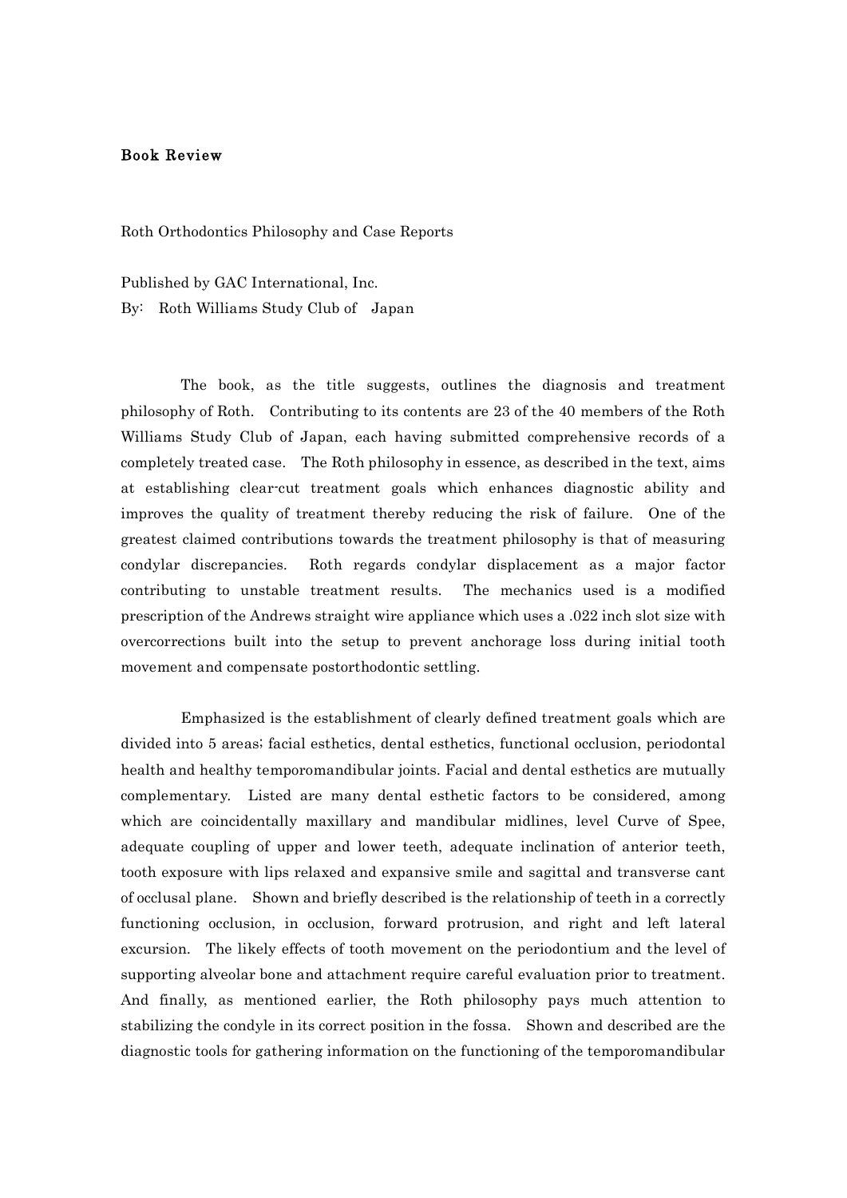**Book Review**

Roth Orthodontics Philosophy and Case Reports

Published by GAC International, Inc.
By: Roth Williams Study Club of Japan

The book, as the title suggests, outlines the diagnosis and treatment philosophy of Roth. Contributing to its contents are 23 of the 40 members of the Roth Williams Study Club of Japan, each having submitted comprehensive records of a completely treated case. The Roth philosophy in essence, as described in the text, aims at establishing clear-cut treatment goals which enhances diagnostic ability and improves the quality of treatment thereby reducing the risk of failure. One of the greatest claimed contributions towards the treatment philosophy is that of measuring condylar discrepancies. Roth regards condylar displacement as a major factor contributing to unstable treatment results. The mechanics used is a modified prescription of the Andrews straight wire appliance which uses a .022 inch slot size with overcorrections built into the setup to prevent anchorage loss during initial tooth movement and compensate postorthodontic settling.

Emphasized is the establishment of clearly defined treatment goals which are divided into 5 areas; facial esthetics, dental esthetics, functional occlusion, periodontal health and healthy temporomandibular joints. Facial and dental esthetics are mutually complementary. Listed are many dental esthetic factors to be considered, among which are coincidentally maxillary and mandibular midlines, level Curve of Spee, adequate coupling of upper and lower teeth, adequate inclination of anterior teeth, tooth exposure with lips relaxed and expansive smile and sagittal and transverse cant of occlusal plane. Shown and briefly described is the relationship of teeth in a correctly functioning occlusion, in occlusion, forward protrusion, and right and left lateral excursion. The likely effects of tooth movement on the periodontium and the level of supporting alveolar bone and attachment require careful evaluation prior to treatment. And finally, as mentioned earlier, the Roth philosophy pays much attention to stabilizing the condyle in its correct position in the fossa. Shown and described are the diagnostic tools for gathering information on the functioning of the temporomandibular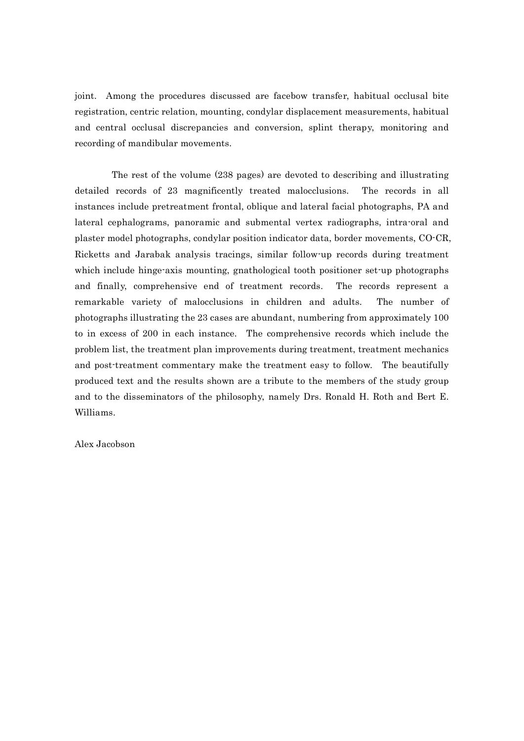joint. Among the procedures discussed are facebow transfer, habitual occlusal bite registration, centric relation, mounting, condylar displacement measurements, habitual and central occlusal discrepancies and conversion, splint therapy, monitoring and recording of mandibular movements.

The rest of the volume (238 pages) are devoted to describing and illustrating detailed records of 23 magnificently treated malocclusions. The records in all instances include pretreatment frontal, oblique and lateral facial photographs, PA and lateral cephalograms, panoramic and submental vertex radiographs, intra-oral and plaster model photographs, condylar position indicator data, border movements, CO-CR, Ricketts and Jarabak analysis tracings, similar follow-up records during treatment which include hinge-axis mounting, gnathological tooth positioner set-up photographs and finally, comprehensive end of treatment records. The records represent a remarkable variety of malocclusions in children and adults. The number of photographs illustrating the 23 cases are abundant, numbering from approximately 100 to in excess of 200 in each instance. The comprehensive records which include the problem list, the treatment plan improvements during treatment, treatment mechanics and post-treatment commentary make the treatment easy to follow. The beautifully produced text and the results shown are a tribute to the members of the study group and to the disseminators of the philosophy, namely Drs. Ronald H. Roth and Bert E. Williams.

Alex Jacobson